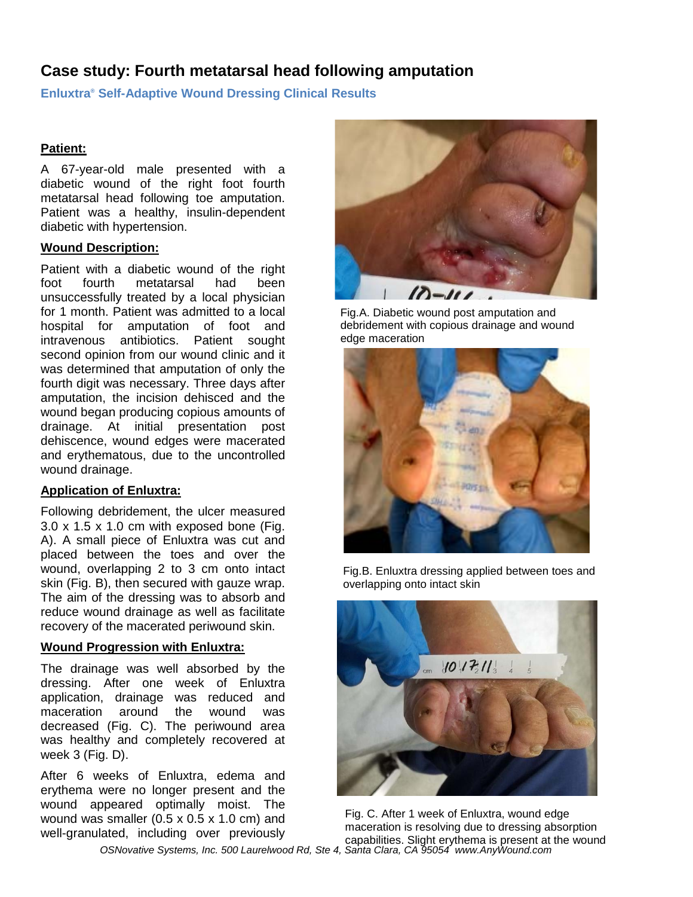# Case study: Fourth metatarsal head following amputation

**Enluxtra® Self-Adaptive Wound Dressing Clinical Results**

## Patient:

A 67-year-old male presented with a diabetic wound of the right foot fourth metatarsal head following toe amputation. Patient was a healthy, insulin-dependent diabetic with hypertension.

## Wound Description:

Patient with a diabetic wound of the right foot fourth metatarsal had been unsuccessfully treated by a local physician for 1 month. Patient was admitted to a local hospital for amputation of foot and intravenous antibiotics. Patient sought second opinion from our wound clinic and it was determined that amputation of only the fourth digit was necessary. Three days after amputation, the incision dehisced and the wound began producing copious amounts of drainage. At initial presentation post dehiscence, wound edges were macerated and erythematous, due to the uncontrolled wound drainage.

## Application of Enluxtra:

Following debridement, the ulcer measured 3.0 x 1.5 x 1.0 cm with exposed bone (Fig. A). A small piece of Enluxtra was cut and placed between the toes and over the wound, overlapping 2 to 3 cm onto intact skin (Fig. B), then secured with gauze wrap. The aim of the dressing was to absorb and reduce wound drainage as well as facilitate recovery of the macerated periwound skin.

## Wound Progression with Enluxtra:

The drainage was well absorbed by the dressing. After one week of Enluxtra application, drainage was reduced and maceration around the wound was decreased (Fig. C). The periwound area was healthy and completely recovered at week 3 (Fig. D).

After 6 weeks of Enluxtra, edema and erythema were no longer present and the wound appeared optimally moist. The wound was smaller (0.5 x 0.5 x 1.0 cm) and well-granulated, including over previously

Fig.A. Diabetic wound post amputation and debridement with copious drainage and wound edge maceration

Fig.B. Enluxtra dressing applied between toes and overlapping onto intact skin

Fig. C. After 1 week of Enluxtra, wound edge maceration is resolving due to dressing absorption capabilities. Slight erythema is present at the wound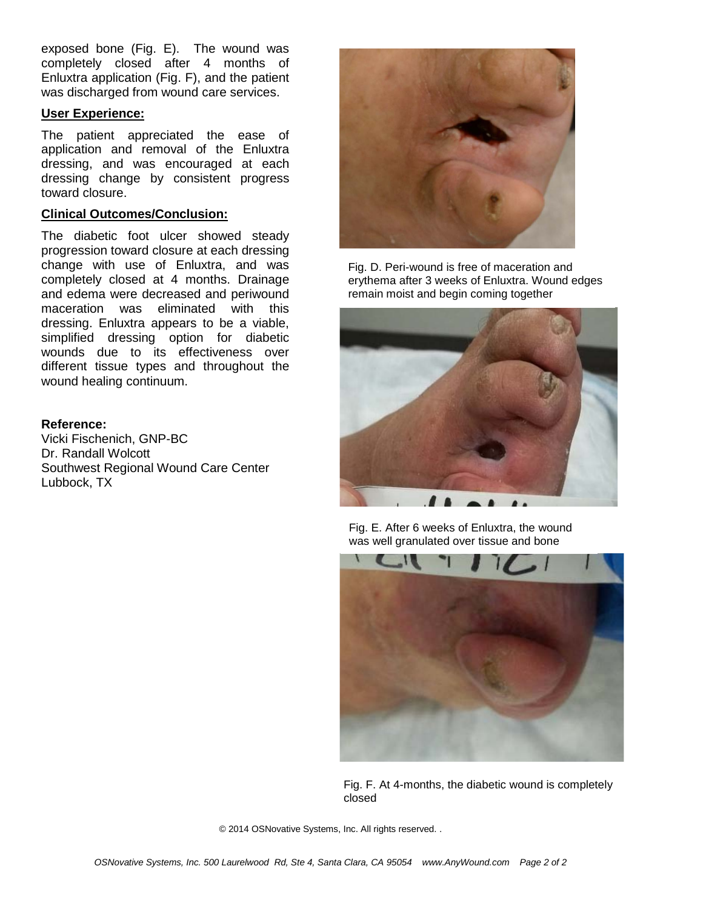exposed bone (Fig. E). The wound was completely closed after 4 months of Enluxtra application (Fig. F), and the patient was discharged from wound care services.

**User Experience:**

The patient appreciated the ease of application and removal of the Enluxtra dressing, and was encouraged at each dressing change by consistent progress toward closure.

**Clinical Outcomes/Conclusion:**

The diabetic foot ulcer showed steady progression toward closure at each dressing change with use of Enluxtra, and was completely closed at 4 months. Drainage and edema were decreased and periwound maceration was eliminated with this dressing. Enluxtra appears to be a viable, simplified dressing option for diabetic wounds due to its effectiveness over different tissue types and throughout the wound healing continuum.

**Reference:**

Vicki Fischenich, GNP-BC
Dr. Randall Wolcott
Southwest Regional Wound Care Center
Lubbock, TX

Fig. D. Peri-wound is free of maceration and erythema after 3 weeks of Enluxtra. Wound edges remain moist and begin coming together

Fig. E. After 6 weeks of Enluxtra, the wound was well granulated over tissue and bone

Fig. F. At 4-months, the diabetic wound is completely closed

© 2014 OSNovative Systems, Inc. All rights reserved. .

*OSNovative Systems, Inc. 500 Laurelwood Rd, Ste 4, Santa Clara, CA 95054 www.AnyWound.com*